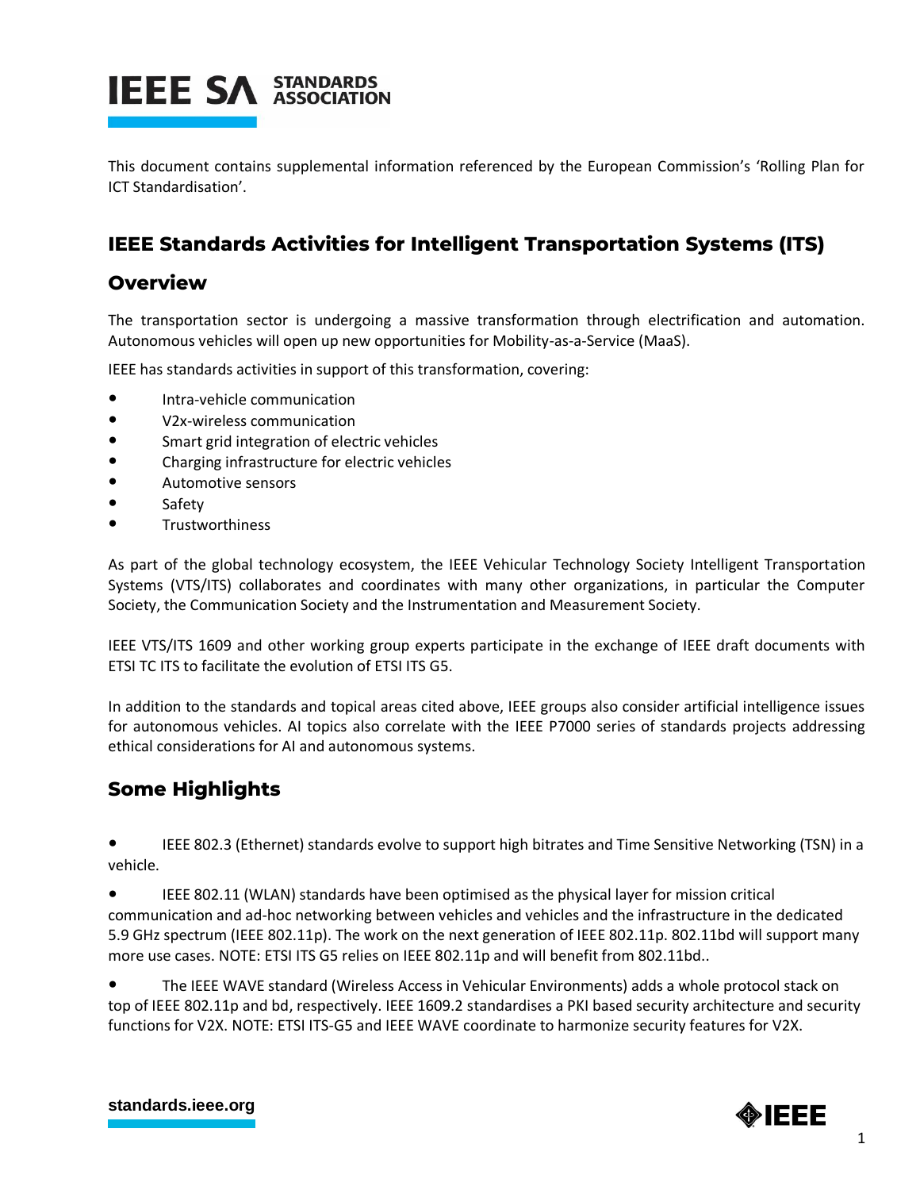This document contains supplemental information referenced by the European Commission's 'Rolling Plan for ICT Standardisation'.

## IEEE Standards Activities for Intelligent Transportation Systems (ITS)

## Overview

The transportation sector is undergoing a massive transformation through electrification and automation. Autonomous vehicles will open up new opportunities for Mobility-as-a-Service (MaaS).

IEEE has standards activities in support of this transformation, covering:

- Intra-vehicle communication
- V2x-wireless communication
- Smart grid integration of electric vehicles
- Charging infrastructure for electric vehicles
- Automotive sensors
- Safety
- Trustworthiness

As part of the global technology ecosystem, the IEEE Vehicular Technology Society Intelligent Transportation Systems (VTS/ITS) collaborates and coordinates with many other organizations, in particular the Computer Society, the Communication Society and the Instrumentation and Measurement Society.

IEEE VTS/ITS 1609 and other working group experts participate in the exchange of IEEE draft documents with ETSI TC ITS to facilitate the evolution of ETSI ITS G5.

In addition to the standards and topical areas cited above, IEEE groups also consider artificial intelligence issues for autonomous vehicles. AI topics also correlate with the IEEE P7000 series of standards projects addressing ethical considerations for AI and autonomous systems.

## Some Highlights

- IEEE 802.3 (Ethernet) standards evolve to support high bitrates and Time Sensitive Networking (TSN) in a vehicle.
- IEEE 802.11 (WLAN) standards have been optimised as the physical layer for mission critical communication and ad-hoc networking between vehicles and vehicles and the infrastructure in the dedicated 5.9 GHz spectrum (IEEE 802.11p). The work on the next generation of IEEE 802.11p. 802.11bd will support many more use cases. NOTE: ETSI ITS G5 relies on IEEE 802.11p and will benefit from 802.11bd..
- The IEEE WAVE standard (Wireless Access in Vehicular Environments) adds a whole protocol stack on top of IEEE 802.11p and bd, respectively. IEEE 1609.2 standardises a PKI based security architecture and security functions for V2X. NOTE: ETSI ITS-G5 and IEEE WAVE coordinate to harmonize security features for V2X.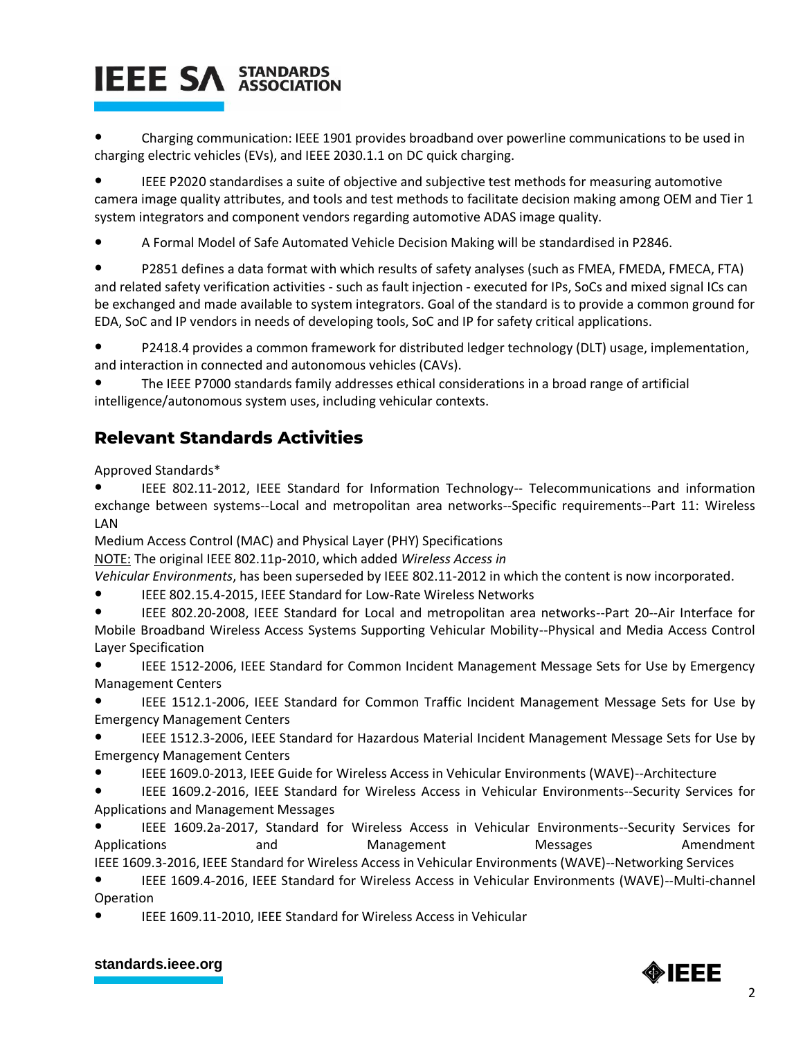- Charging communication: IEEE 1901 provides broadband over powerline communications to be used in charging electric vehicles (EVs), and IEEE 2030.1.1 on DC quick charging.
- IEEE P2020 standardises a suite of objective and subjective test methods for measuring automotive camera image quality attributes, and tools and test methods to facilitate decision making among OEM and Tier 1 system integrators and component vendors regarding automotive ADAS image quality.
- A Formal Model of Safe Automated Vehicle Decision Making will be standardised in P2846.
- P2851 defines a data format with which results of safety analyses (such as FMEA, FMEDA, FMECA, FTA) and related safety verification activities - such as fault injection - executed for IPs, SoCs and mixed signal ICs can be exchanged and made available to system integrators. Goal of the standard is to provide a common ground for EDA, SoC and IP vendors in needs of developing tools, SoC and IP for safety critical applications.
- P2418.4 provides a common framework for distributed ledger technology (DLT) usage, implementation, and interaction in connected and autonomous vehicles (CAVs).
- The IEEE P7000 standards family addresses ethical considerations in a broad range of artificial intelligence/autonomous system uses, including vehicular contexts.

## Relevant Standards Activities

Approved Standards*

- IEEE 802.11-2012, IEEE Standard for Information Technology-- Telecommunications and information exchange between systems--Local and metropolitan area networks--Specific requirements--Part 11: Wireless LAN
Medium Access Control (MAC) and Physical Layer (PHY) Specifications
NOTE: The original IEEE 802.11p-2010, which added *Wireless Access in Vehicular Environments*, has been superseded by IEEE 802.11-2012 in which the content is now incorporated.
- IEEE 802.15.4-2015, IEEE Standard for Low-Rate Wireless Networks
- IEEE 802.20-2008, IEEE Standard for Local and metropolitan area networks--Part 20--Air Interface for Mobile Broadband Wireless Access Systems Supporting Vehicular Mobility--Physical and Media Access Control Layer Specification
- IEEE 1512-2006, IEEE Standard for Common Incident Management Message Sets for Use by Emergency Management Centers
- IEEE 1512.1-2006, IEEE Standard for Common Traffic Incident Management Message Sets for Use by Emergency Management Centers
- IEEE 1512.3-2006, IEEE Standard for Hazardous Material Incident Management Message Sets for Use by Emergency Management Centers
- IEEE 1609.0-2013, IEEE Guide for Wireless Access in Vehicular Environments (WAVE)--Architecture
- IEEE 1609.2-2016, IEEE Standard for Wireless Access in Vehicular Environments--Security Services for Applications and Management Messages
- IEEE 1609.2a-2017, Standard for Wireless Access in Vehicular Environments--Security Services for Applications and Management Messages Amendment
IEEE 1609.3-2016, IEEE Standard for Wireless Access in Vehicular Environments (WAVE)--Networking Services
- IEEE 1609.4-2016, IEEE Standard for Wireless Access in Vehicular Environments (WAVE)--Multi-channel Operation
- IEEE 1609.11-2010, IEEE Standard for Wireless Access in Vehicular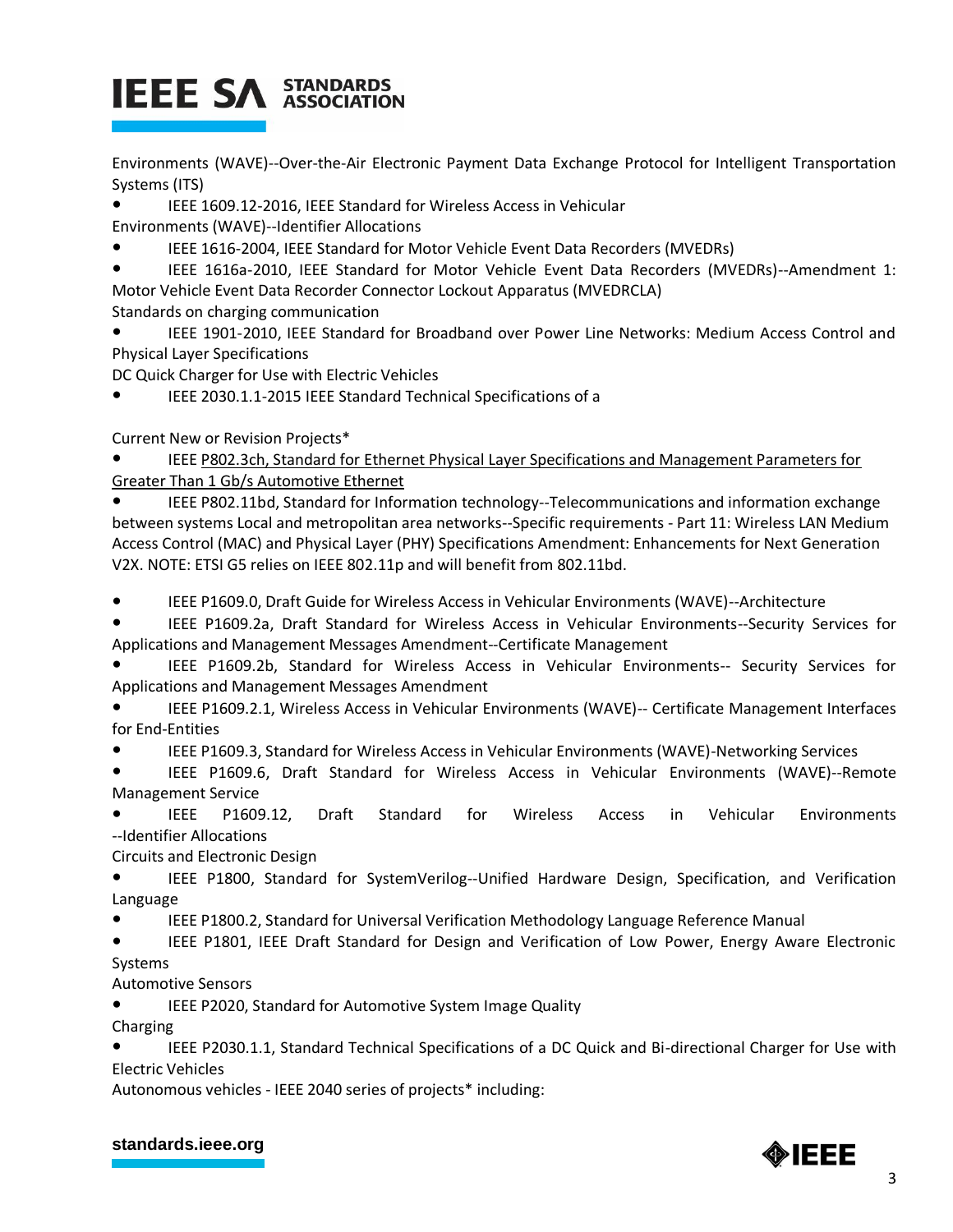Environments (WAVE)--Over-the-Air Electronic Payment Data Exchange Protocol for Intelligent Transportation Systems (ITS)

- IEEE 1609.12-2016, IEEE Standard for Wireless Access in Vehicular Environments (WAVE)--Identifier Allocations
- IEEE 1616-2004, IEEE Standard for Motor Vehicle Event Data Recorders (MVEDRs)
- IEEE 1616a-2010, IEEE Standard for Motor Vehicle Event Data Recorders (MVEDRs)--Amendment 1: Motor Vehicle Event Data Recorder Connector Lockout Apparatus (MVEDRCLA)

Standards on charging communication

- IEEE 1901-2010, IEEE Standard for Broadband over Power Line Networks: Medium Access Control and Physical Layer Specifications

DC Quick Charger for Use with Electric Vehicles

- IEEE 2030.1.1-2015 IEEE Standard Technical Specifications of a

Current New or Revision Projects*

- IEEE P802.3ch, Standard for Ethernet Physical Layer Specifications and Management Parameters for Greater Than 1 Gb/s Automotive Ethernet
- IEEE P802.11bd, Standard for Information technology--Telecommunications and information exchange between systems Local and metropolitan area networks--Specific requirements - Part 11: Wireless LAN Medium Access Control (MAC) and Physical Layer (PHY) Specifications Amendment: Enhancements for Next Generation V2X. NOTE: ETSI G5 relies on IEEE 802.11p and will benefit from 802.11bd.

- IEEE P1609.0, Draft Guide for Wireless Access in Vehicular Environments (WAVE)--Architecture
- IEEE P1609.2a, Draft Standard for Wireless Access in Vehicular Environments--Security Services for Applications and Management Messages Amendment--Certificate Management
- IEEE P1609.2b, Standard for Wireless Access in Vehicular Environments-- Security Services for Applications and Management Messages Amendment
- IEEE P1609.2.1, Wireless Access in Vehicular Environments (WAVE)-- Certificate Management Interfaces for End-Entities
- IEEE P1609.3, Standard for Wireless Access in Vehicular Environments (WAVE)-Networking Services
- IEEE P1609.6, Draft Standard for Wireless Access in Vehicular Environments (WAVE)--Remote Management Service
- IEEE P1609.12, Draft Standard for Wireless Access in Vehicular Environments --Identifier Allocations

Circuits and Electronic Design

- IEEE P1800, Standard for SystemVerilog--Unified Hardware Design, Specification, and Verification Language
- IEEE P1800.2, Standard for Universal Verification Methodology Language Reference Manual
- IEEE P1801, IEEE Draft Standard for Design and Verification of Low Power, Energy Aware Electronic Systems

Automotive Sensors

- IEEE P2020, Standard for Automotive System Image Quality

Charging

- IEEE P2030.1.1, Standard Technical Specifications of a DC Quick and Bi-directional Charger for Use with Electric Vehicles

Autonomous vehicles - IEEE 2040 series of projects* including: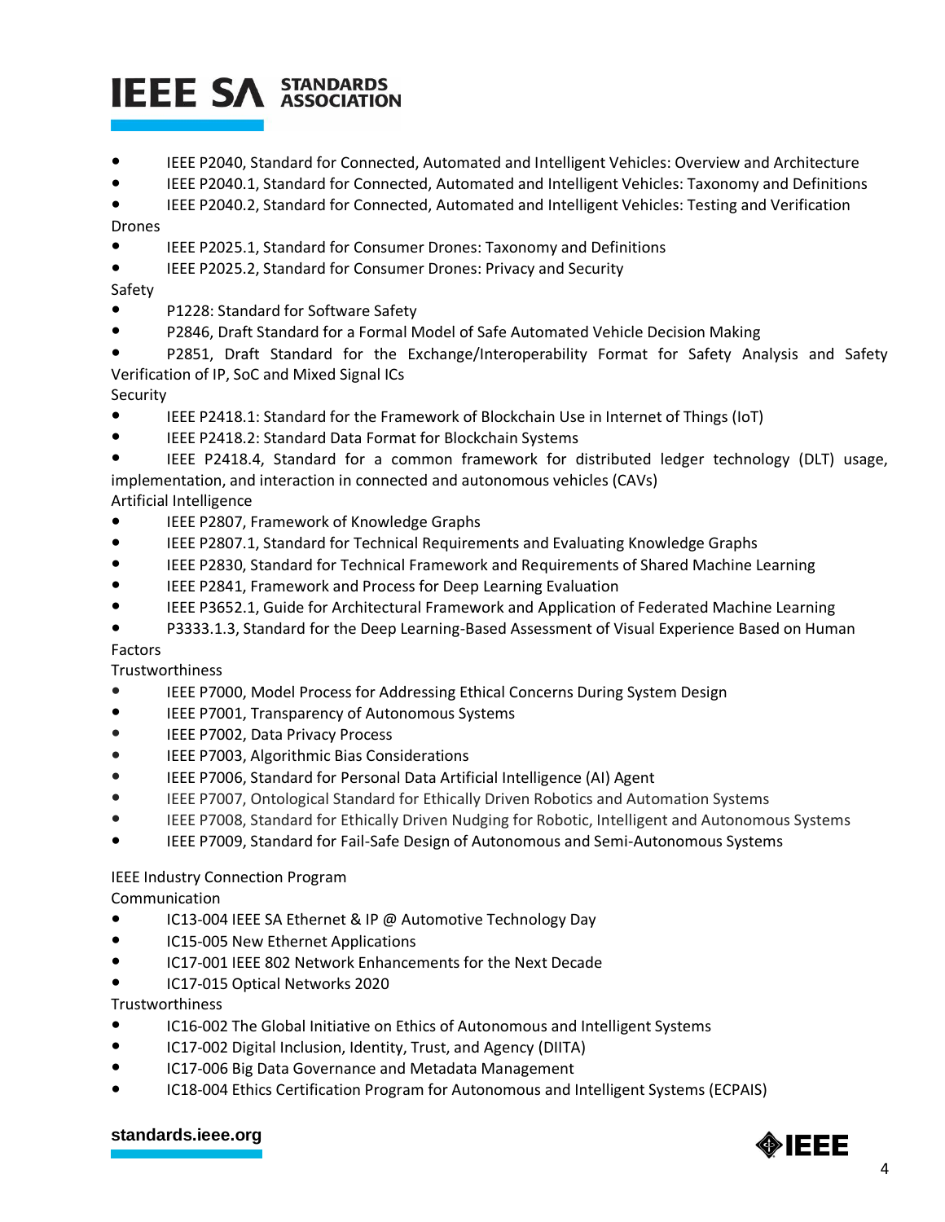- IEEE P2040, Standard for Connected, Automated and Intelligent Vehicles: Overview and Architecture
- IEEE P2040.1, Standard for Connected, Automated and Intelligent Vehicles: Taxonomy and Definitions
- IEEE P2040.2, Standard for Connected, Automated and Intelligent Vehicles: Testing and Verification

Drones

- IEEE P2025.1, Standard for Consumer Drones: Taxonomy and Definitions
- IEEE P2025.2, Standard for Consumer Drones: Privacy and Security

Safety

- P1228: Standard for Software Safety
- P2846, Draft Standard for a Formal Model of Safe Automated Vehicle Decision Making
- P2851, Draft Standard for the Exchange/Interoperability Format for Safety Analysis and Safety Verification of IP, SoC and Mixed Signal ICs

Security

- IEEE P2418.1: Standard for the Framework of Blockchain Use in Internet of Things (IoT)
- IEEE P2418.2: Standard Data Format for Blockchain Systems
- IEEE P2418.4, Standard for a common framework for distributed ledger technology (DLT) usage, implementation, and interaction in connected and autonomous vehicles (CAVs)

Artificial Intelligence

- IEEE P2807, Framework of Knowledge Graphs
- IEEE P2807.1, Standard for Technical Requirements and Evaluating Knowledge Graphs
- IEEE P2830, Standard for Technical Framework and Requirements of Shared Machine Learning
- IEEE P2841, Framework and Process for Deep Learning Evaluation
- IEEE P3652.1, Guide for Architectural Framework and Application of Federated Machine Learning
- P3333.1.3, Standard for the Deep Learning-Based Assessment of Visual Experience Based on Human Factors

Trustworthiness

- IEEE P7000, Model Process for Addressing Ethical Concerns During System Design
- IEEE P7001, Transparency of Autonomous Systems
- IEEE P7002, Data Privacy Process
- IEEE P7003, Algorithmic Bias Considerations
- IEEE P7006, Standard for Personal Data Artificial Intelligence (AI) Agent
- IEEE P7007, Ontological Standard for Ethically Driven Robotics and Automation Systems
- IEEE P7008, Standard for Ethically Driven Nudging for Robotic, Intelligent and Autonomous Systems
- IEEE P7009, Standard for Fail-Safe Design of Autonomous and Semi-Autonomous Systems

IEEE Industry Connection Program

Communication

- IC13-004 IEEE SA Ethernet & IP @ Automotive Technology Day
- IC15-005 New Ethernet Applications
- IC17-001 IEEE 802 Network Enhancements for the Next Decade
- IC17-015 Optical Networks 2020

Trustworthiness

- IC16-002 The Global Initiative on Ethics of Autonomous and Intelligent Systems
- IC17-002 Digital Inclusion, Identity, Trust, and Agency (DIITA)
- IC17-006 Big Data Governance and Metadata Management
- IC18-004 Ethics Certification Program for Autonomous and Intelligent Systems (ECPAIS)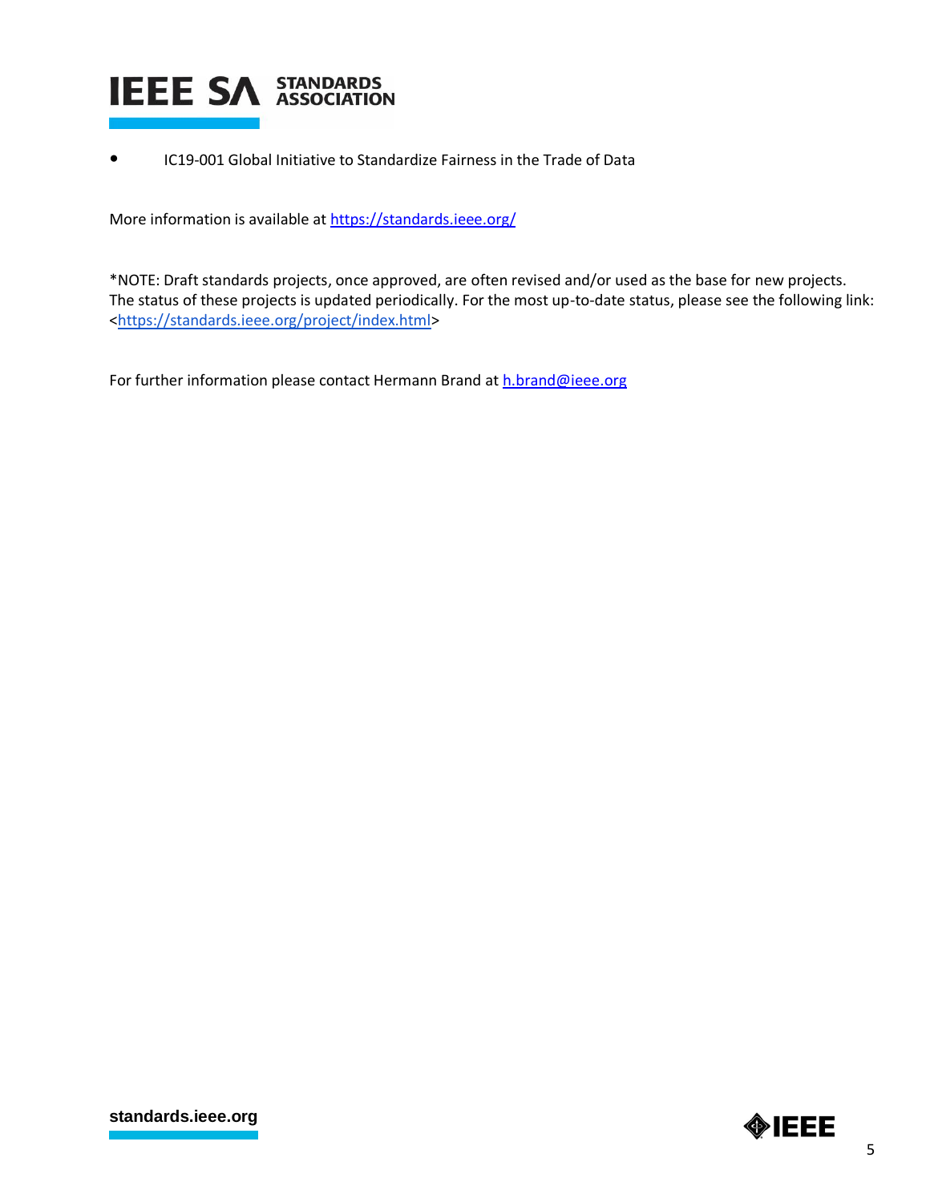- IC19-001 Global Initiative to Standardize Fairness in the Trade of Data

More information is available at https://standards.ieee.org/

*NOTE: Draft standards projects, once approved, are often revised and/or used as the base for new projects. The status of these projects is updated periodically. For the most up-to-date status, please see the following link: <https://standards.ieee.org/project/index.html>

For further information please contact Hermann Brand at h.brand@ieee.org